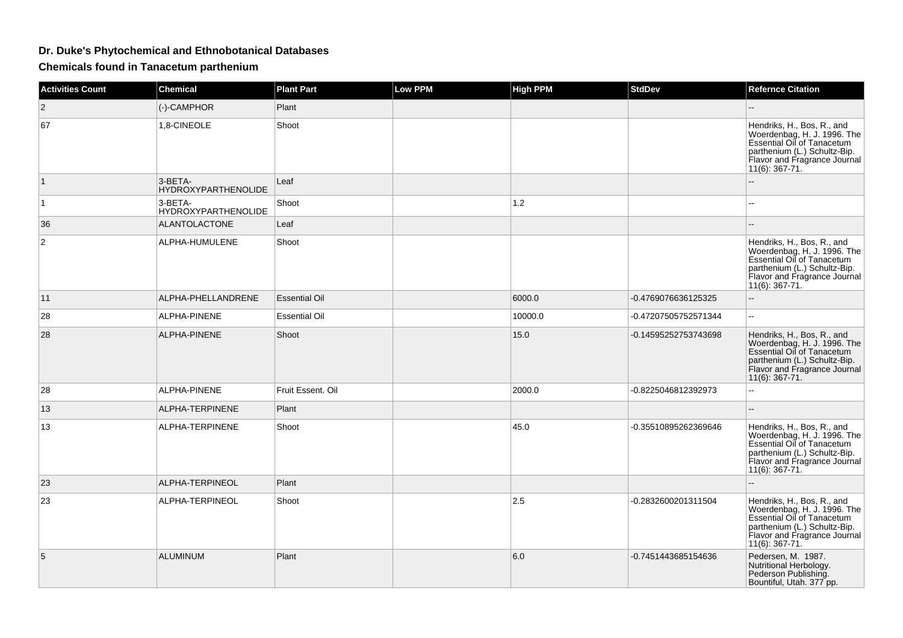# Dr. Duke's Phytochemical and Ethnobotanical Databases

## Chemicals found in Tanacetum parthenium

| Activities Count | Chemical | Plant Part | Low PPM | High PPM | StdDev | Refernce Citation |
|---|---|---|---|---|---|---|
| 2 | (-)-CAMPHOR | Plant | | | | -- |
| 67 | 1,8-CINEOLE | Shoot | | | | Hendriks, H., Bos, R., and Woerdenbag, H. J. 1996. The Essential Oil of Tanacetum parthenium (L.) Schultz-Bip. Flavor and Fragrance Journal 11(6): 367-71. |
| 1 | 3-BETA-HYDROXYPARTHENOLIDE | Leaf | | | | -- |
| 1 | 3-BETA-HYDROXYPARTHENOLIDE | Shoot | | 1.2 | | -- |
| 36 | ALANTOLACTONE | Leaf | | | | -- |
| 2 | ALPHA-HUMULENE | Shoot | | | | Hendriks, H., Bos, R., and Woerdenbag, H. J. 1996. The Essential Oil of Tanacetum parthenium (L.) Schultz-Bip. Flavor and Fragrance Journal 11(6): 367-71. |
| 11 | ALPHA-PHELLANDRENE | Essential Oil | | 6000.0 | -0.4769076636125325 | -- |
| 28 | ALPHA-PINENE | Essential Oil | | 10000.0 | -0.47207505752571344 | -- |
| 28 | ALPHA-PINENE | Shoot | | 15.0 | -0.14595252753743698 | Hendriks, H., Bos, R., and Woerdenbag, H. J. 1996. The Essential Oil of Tanacetum parthenium (L.) Schultz-Bip. Flavor and Fragrance Journal 11(6): 367-71. |
| 28 | ALPHA-PINENE | Fruit Essent. Oil | | 2000.0 | -0.8225046812392973 | -- |
| 13 | ALPHA-TERPINENE | Plant | | | | -- |
| 13 | ALPHA-TERPINENE | Shoot | | 45.0 | -0.35510895262369646 | Hendriks, H., Bos, R., and Woerdenbag, H. J. 1996. The Essential Oil of Tanacetum parthenium (L.) Schultz-Bip. Flavor and Fragrance Journal 11(6): 367-71. |
| 23 | ALPHA-TERPINEOL | Plant | | | | -- |
| 23 | ALPHA-TERPINEOL | Shoot | | 2.5 | -0.2832600201311504 | Hendriks, H., Bos, R., and Woerdenbag, H. J. 1996. The Essential Oil of Tanacetum parthenium (L.) Schultz-Bip. Flavor and Fragrance Journal 11(6): 367-71. |
| 5 | ALUMINUM | Plant | | 6.0 | -0.7451443685154636 | Pedersen, M. 1987. Nutritional Herbology. Pederson Publishing. Bountiful, Utah. 377 pp. |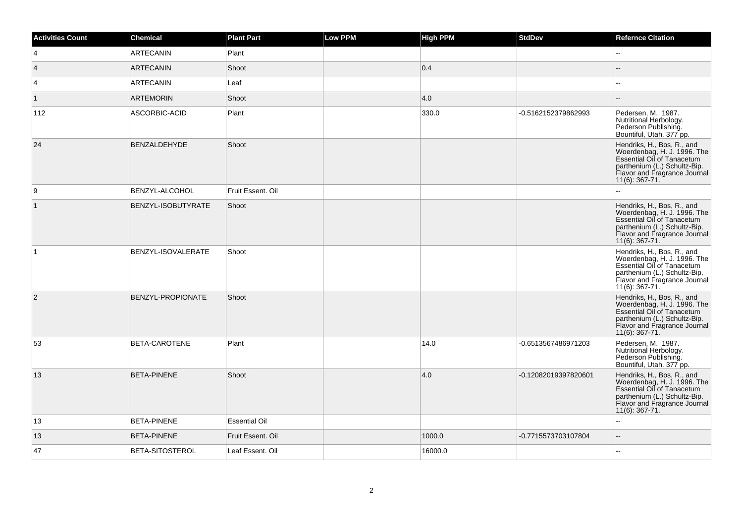| Activities Count | Chemical | Plant Part | Low PPM | High PPM | StdDev | Refernce Citation |
|---|---|---|---|---|---|---|
| 4 | ARTECANIN | Plant | | | | -- |
| 4 | ARTECANIN | Shoot | | 0.4 | | -- |
| 4 | ARTECANIN | Leaf | | | | -- |
| 1 | ARTEMORIN | Shoot | | 4.0 | | -- |
| 112 | ASCORBIC-ACID | Plant | | 330.0 | -0.5162152379862993 | Pedersen, M. 1987. Nutritional Herbology. Pederson Publishing. Bountiful, Utah. 377 pp. |
| 24 | BENZALDEHYDE | Shoot | | | | Hendriks, H., Bos, R., and Woerdenbag, H. J. 1996. The Essential Oil of Tanacetum parthenium (L.) Schultz-Bip. Flavor and Fragrance Journal 11(6): 367-71. |
| 9 | BENZYL-ALCOHOL | Fruit Essent. Oil | | | | -- |
| 1 | BENZYL-ISOBUTYRATE | Shoot | | | | Hendriks, H., Bos, R., and Woerdenbag, H. J. 1996. The Essential Oil of Tanacetum parthenium (L.) Schultz-Bip. Flavor and Fragrance Journal 11(6): 367-71. |
| 1 | BENZYL-ISOVALERATE | Shoot | | | | Hendriks, H., Bos, R., and Woerdenbag, H. J. 1996. The Essential Oil of Tanacetum parthenium (L.) Schultz-Bip. Flavor and Fragrance Journal 11(6): 367-71. |
| 2 | BENZYL-PROPIONATE | Shoot | | | | Hendriks, H., Bos, R., and Woerdenbag, H. J. 1996. The Essential Oil of Tanacetum parthenium (L.) Schultz-Bip. Flavor and Fragrance Journal 11(6): 367-71. |
| 53 | BETA-CAROTENE | Plant | | 14.0 | -0.6513567486971203 | Pedersen, M. 1987. Nutritional Herbology. Pederson Publishing. Bountiful, Utah. 377 pp. |
| 13 | BETA-PINENE | Shoot | | 4.0 | -0.12082019397820601 | Hendriks, H., Bos, R., and Woerdenbag, H. J. 1996. The Essential Oil of Tanacetum parthenium (L.) Schultz-Bip. Flavor and Fragrance Journal 11(6): 367-71. |
| 13 | BETA-PINENE | Essential Oil | | | | -- |
| 13 | BETA-PINENE | Fruit Essent. Oil | | 1000.0 | -0.7715573703107804 | -- |
| 47 | BETA-SITOSTEROL | Leaf Essent. Oil | | 16000.0 | | -- |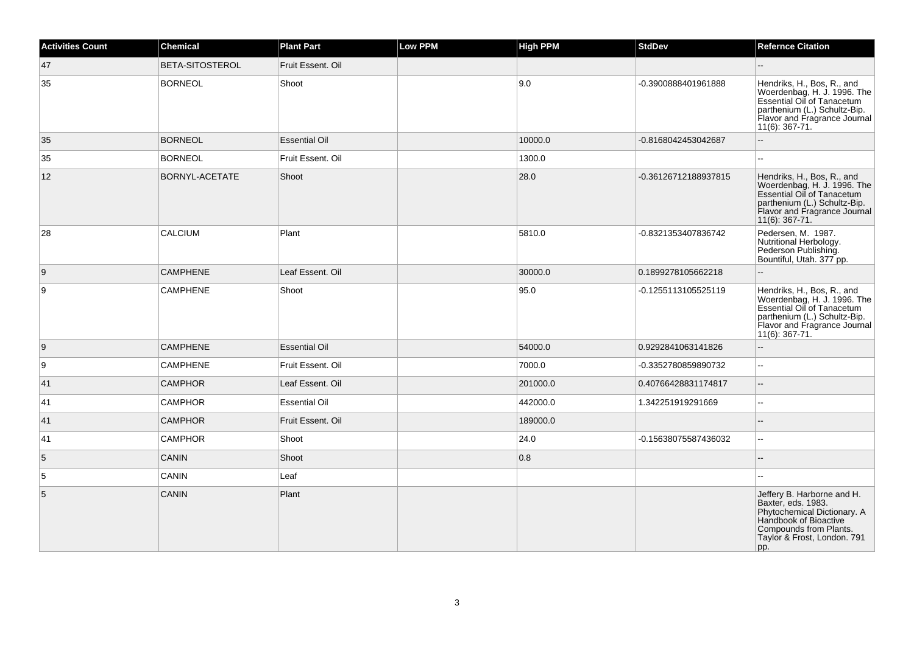| Activities Count | Chemical | Plant Part | Low PPM | High PPM | StdDev | Refernce Citation |
|---|---|---|---|---|---|---|
| 47 | BETA-SITOSTEROL | Fruit Essent. Oil | | | | -- |
| 35 | BORNEOL | Shoot | | 9.0 | -0.3900888401961888 | Hendriks, H., Bos, R., and Woerdenbag, H. J. 1996. The Essential Oil of Tanacetum parthenium (L.) Schultz-Bip. Flavor and Fragrance Journal 11(6): 367-71. |
| 35 | BORNEOL | Essential Oil | | 10000.0 | -0.8168042453042687 | -- |
| 35 | BORNEOL | Fruit Essent. Oil | | 1300.0 | | -- |
| 12 | BORNYL-ACETATE | Shoot | | 28.0 | -0.36126712188937815 | Hendriks, H., Bos, R., and Woerdenbag, H. J. 1996. The Essential Oil of Tanacetum parthenium (L.) Schultz-Bip. Flavor and Fragrance Journal 11(6): 367-71. |
| 28 | CALCIUM | Plant | | 5810.0 | -0.8321353407836742 | Pedersen, M. 1987. Nutritional Herbology. Pederson Publishing. Bountiful, Utah. 377 pp. |
| 9 | CAMPHENE | Leaf Essent. Oil | | 30000.0 | 0.1899278105662218 | -- |
| 9 | CAMPHENE | Shoot | | 95.0 | -0.1255113105525119 | Hendriks, H., Bos, R., and Woerdenbag, H. J. 1996. The Essential Oil of Tanacetum parthenium (L.) Schultz-Bip. Flavor and Fragrance Journal 11(6): 367-71. |
| 9 | CAMPHENE | Essential Oil | | 54000.0 | 0.9292841063141826 | -- |
| 9 | CAMPHENE | Fruit Essent. Oil | | 7000.0 | -0.3352780859890732 | -- |
| 41 | CAMPHOR | Leaf Essent. Oil | | 201000.0 | 0.40766428831174817 | -- |
| 41 | CAMPHOR | Essential Oil | | 442000.0 | 1.342251919291669 | -- |
| 41 | CAMPHOR | Fruit Essent. Oil | | 189000.0 | | -- |
| 41 | CAMPHOR | Shoot | | 24.0 | -0.15638075587436032 | -- |
| 5 | CANIN | Shoot | | 0.8 | | -- |
| 5 | CANIN | Leaf | | | | -- |
| 5 | CANIN | Plant | | | | Jeffery B. Harborne and H. Baxter, eds. 1983. Phytochemical Dictionary. A Handbook of Bioactive Compounds from Plants. Taylor & Frost, London. 791 pp. |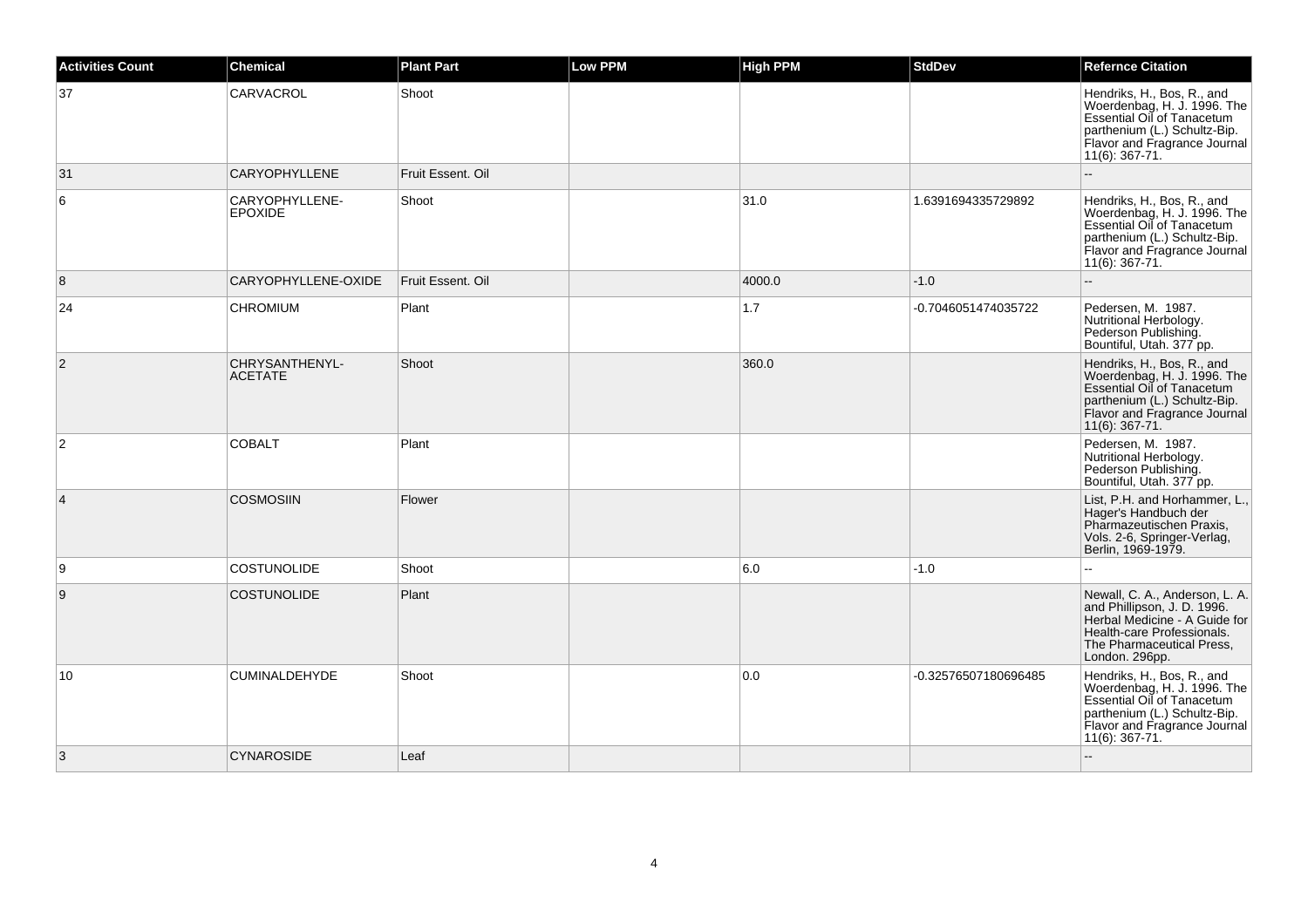| Activities Count | Chemical | Plant Part | Low PPM | High PPM | StdDev | Refernce Citation |
|---|---|---|---|---|---|---|
| 37 | CARVACROL | Shoot | | | | Hendriks, H., Bos, R., and Woerdenbag, H. J. 1996. The Essential Oil of Tanacetum parthenium (L.) Schultz-Bip. Flavor and Fragrance Journal 11(6): 367-71. |
| 31 | CARYOPHYLLENE | Fruit Essent. Oil | | | | -- |
| 6 | CARYOPHYLLENE-EPOXIDE | Shoot | | 31.0 | 1.6391694335729892 | Hendriks, H., Bos, R., and Woerdenbag, H. J. 1996. The Essential Oil of Tanacetum parthenium (L.) Schultz-Bip. Flavor and Fragrance Journal 11(6): 367-71. |
| 8 | CARYOPHYLLENE-OXIDE | Fruit Essent. Oil | | 4000.0 | -1.0 | -- |
| 24 | CHROMIUM | Plant | | 1.7 | -0.7046051474035722 | Pedersen, M. 1987. Nutritional Herbology. Pederson Publishing. Bountiful, Utah. 377 pp. |
| 2 | CHRYSANTHENYL-ACETATE | Shoot | | 360.0 | | Hendriks, H., Bos, R., and Woerdenbag, H. J. 1996. The Essential Oil of Tanacetum parthenium (L.) Schultz-Bip. Flavor and Fragrance Journal 11(6): 367-71. |
| 2 | COBALT | Plant | | | | Pedersen, M. 1987. Nutritional Herbology. Pederson Publishing. Bountiful, Utah. 377 pp. |
| 4 | COSMOSIIN | Flower | | | | List, P.H. and Horhammer, L., Hager's Handbuch der Pharmazeutischen Praxis, Vols. 2-6, Springer-Verlag, Berlin, 1969-1979. |
| 9 | COSTUNOLIDE | Shoot | | 6.0 | -1.0 | -- |
| 9 | COSTUNOLIDE | Plant | | | | Newall, C. A., Anderson, L. A. and Phillipson, J. D. 1996. Herbal Medicine - A Guide for Health-care Professionals. The Pharmaceutical Press, London. 296pp. |
| 10 | CUMINALDEHYDE | Shoot | | 0.0 | -0.32576507180696485 | Hendriks, H., Bos, R., and Woerdenbag, H. J. 1996. The Essential Oil of Tanacetum parthenium (L.) Schultz-Bip. Flavor and Fragrance Journal 11(6): 367-71. |
| 3 | CYNAROSIDE | Leaf | | | | -- |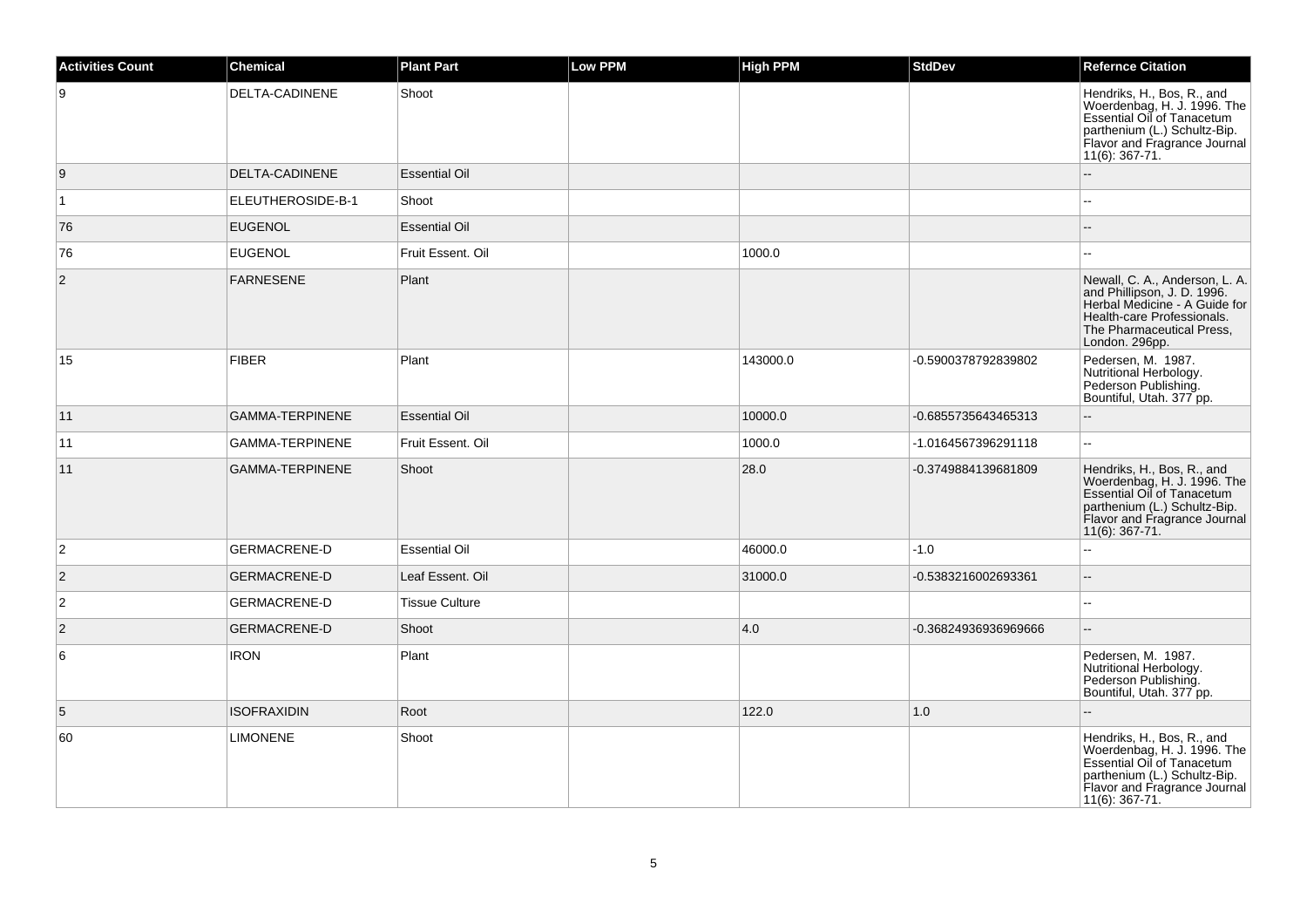| Activities Count | Chemical | Plant Part | Low PPM | High PPM | StdDev | Refernce Citation |
|---|---|---|---|---|---|---|
| 9 | DELTA-CADINENE | Shoot | | | | Hendriks, H., Bos, R., and Woerdenbag, H. J. 1996. The Essential Oil of Tanacetum parthenium (L.) Schultz-Bip. Flavor and Fragrance Journal 11(6): 367-71. |
| 9 | DELTA-CADINENE | Essential Oil | | | | -- |
| 1 | ELEUTHEROSIDE-B-1 | Shoot | | | | -- |
| 76 | EUGENOL | Essential Oil | | | | -- |
| 76 | EUGENOL | Fruit Essent. Oil | | 1000.0 | | -- |
| 2 | FARNESENE | Plant | | | | Newall, C. A., Anderson, L. A. and Phillipson, J. D. 1996. Herbal Medicine - A Guide for Health-care Professionals. The Pharmaceutical Press, London. 296pp. |
| 15 | FIBER | Plant | | 143000.0 | -0.5900378792839802 | Pedersen, M. 1987. Nutritional Herbology. Pederson Publishing. Bountiful, Utah. 377 pp. |
| 11 | GAMMA-TERPINENE | Essential Oil | | 10000.0 | -0.6855735643465313 | -- |
| 11 | GAMMA-TERPINENE | Fruit Essent. Oil | | 1000.0 | -1.0164567396291118 | -- |
| 11 | GAMMA-TERPINENE | Shoot | | 28.0 | -0.3749884139681809 | Hendriks, H., Bos, R., and Woerdenbag, H. J. 1996. The Essential Oil of Tanacetum parthenium (L.) Schultz-Bip. Flavor and Fragrance Journal 11(6): 367-71. |
| 2 | GERMACRENE-D | Essential Oil | | 46000.0 | -1.0 | -- |
| 2 | GERMACRENE-D | Leaf Essent. Oil | | 31000.0 | -0.5383216002693361 | -- |
| 2 | GERMACRENE-D | Tissue Culture | | | | -- |
| 2 | GERMACRENE-D | Shoot | | 4.0 | -0.36824936936969666 | -- |
| 6 | IRON | Plant | | | | Pedersen, M. 1987. Nutritional Herbology. Pederson Publishing. Bountiful, Utah. 377 pp. |
| 5 | ISOFRAXIDIN | Root | | 122.0 | 1.0 | -- |
| 60 | LIMONENE | Shoot | | | | Hendriks, H., Bos, R., and Woerdenbag, H. J. 1996. The Essential Oil of Tanacetum parthenium (L.) Schultz-Bip. Flavor and Fragrance Journal 11(6): 367-71. |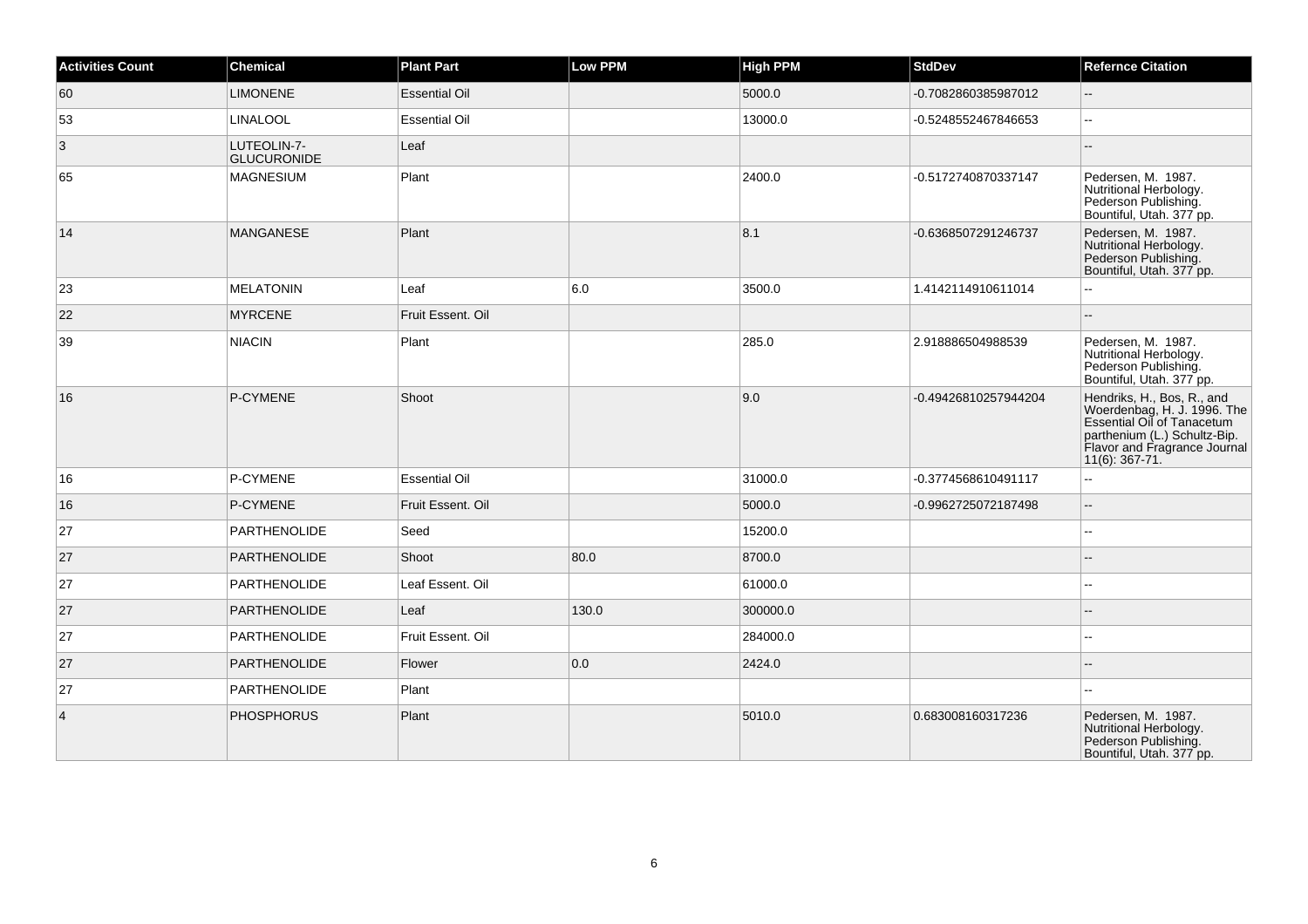| Activities Count | Chemical | Plant Part | Low PPM | High PPM | StdDev | Refernce Citation |
| --- | --- | --- | --- | --- | --- | --- |
| 60 | LIMONENE | Essential Oil | | 5000.0 | -0.7082860385987012 | -- |
| 53 | LINALOOL | Essential Oil | | 13000.0 | -0.5248552467846653 | -- |
| 3 | LUTEOLIN-7-GLUCURONIDE | Leaf | | | | -- |
| 65 | MAGNESIUM | Plant | | 2400.0 | -0.5172740870337147 | Pedersen, M. 1987. Nutritional Herbology. Pederson Publishing. Bountiful, Utah. 377 pp. |
| 14 | MANGANESE | Plant | | 8.1 | -0.6368507291246737 | Pedersen, M. 1987. Nutritional Herbology. Pederson Publishing. Bountiful, Utah. 377 pp. |
| 23 | MELATONIN | Leaf | 6.0 | 3500.0 | 1.4142114910611014 | -- |
| 22 | MYRCENE | Fruit Essent. Oil | | | | -- |
| 39 | NIACIN | Plant | | 285.0 | 2.918886504988539 | Pedersen, M. 1987. Nutritional Herbology. Pederson Publishing. Bountiful, Utah. 377 pp. |
| 16 | P-CYMENE | Shoot | | 9.0 | -0.49426810257944204 | Hendriks, H., Bos, R., and Woerdenbag, H. J. 1996. The Essential Oil of Tanacetum parthenium (L.) Schultz-Bip. Flavor and Fragrance Journal 11(6): 367-71. |
| 16 | P-CYMENE | Essential Oil | | 31000.0 | -0.3774568610491117 | -- |
| 16 | P-CYMENE | Fruit Essent. Oil | | 5000.0 | -0.9962725072187498 | -- |
| 27 | PARTHENOLIDE | Seed | | 15200.0 | | -- |
| 27 | PARTHENOLIDE | Shoot | 80.0 | 8700.0 | | -- |
| 27 | PARTHENOLIDE | Leaf Essent. Oil | | 61000.0 | | -- |
| 27 | PARTHENOLIDE | Leaf | 130.0 | 300000.0 | | -- |
| 27 | PARTHENOLIDE | Fruit Essent. Oil | | 284000.0 | | -- |
| 27 | PARTHENOLIDE | Flower | 0.0 | 2424.0 | | -- |
| 27 | PARTHENOLIDE | Plant | | | | -- |
| 4 | PHOSPHORUS | Plant | | 5010.0 | 0.683008160317236 | Pedersen, M. 1987. Nutritional Herbology. Pederson Publishing. Bountiful, Utah. 377 pp. |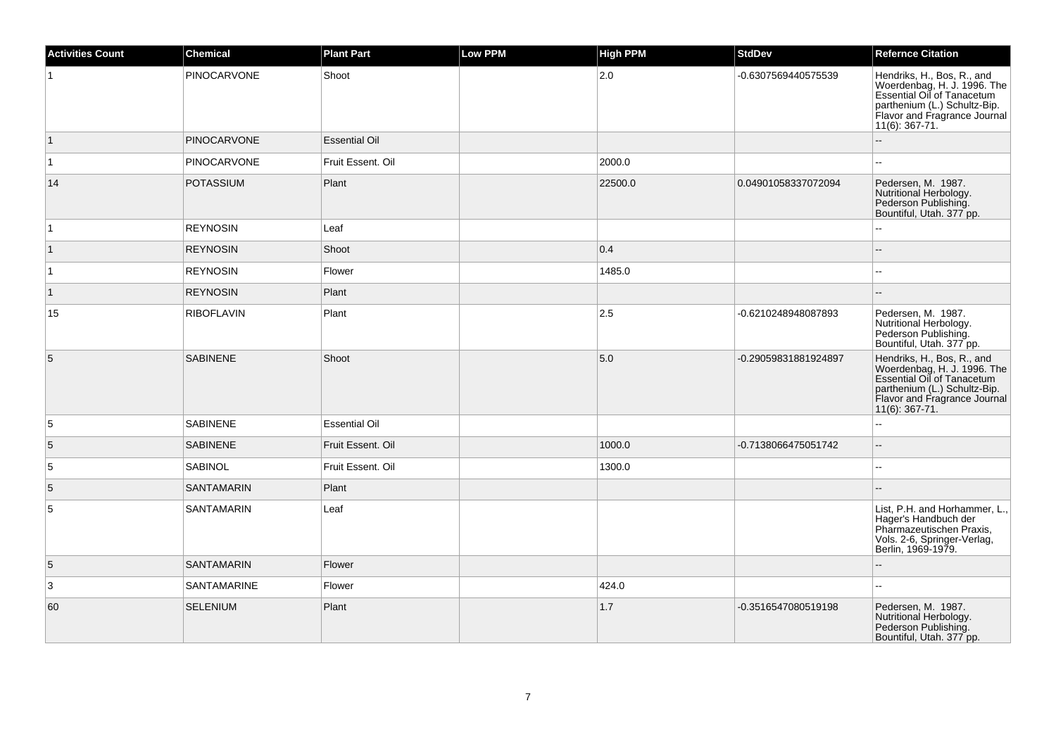| Activities Count | Chemical | Plant Part | Low PPM | High PPM | StdDev | Refernce Citation |
|---|---|---|---|---|---|---|
| 1 | PINOCARVONE | Shoot | | 2.0 | -0.6307569440575539 | Hendriks, H., Bos, R., and Woerdenbag, H. J. 1996. The Essential Oil of Tanacetum parthenium (L.) Schultz-Bip. Flavor and Fragrance Journal 11(6): 367-71. |
| 1 | PINOCARVONE | Essential Oil | | | | -- |
| 1 | PINOCARVONE | Fruit Essent. Oil | | 2000.0 | | -- |
| 14 | POTASSIUM | Plant | | 22500.0 | 0.04901058337072094 | Pedersen, M. 1987. Nutritional Herbology. Pederson Publishing. Bountiful, Utah. 377 pp. |
| 1 | REYNOSIN | Leaf | | | | -- |
| 1 | REYNOSIN | Shoot | | 0.4 | | -- |
| 1 | REYNOSIN | Flower | | 1485.0 | | -- |
| 1 | REYNOSIN | Plant | | | | -- |
| 15 | RIBOFLAVIN | Plant | | 2.5 | -0.6210248948087893 | Pedersen, M. 1987. Nutritional Herbology. Pederson Publishing. Bountiful, Utah. 377 pp. |
| 5 | SABINENE | Shoot | | 5.0 | -0.29059831881924897 | Hendriks, H., Bos, R., and Woerdenbag, H. J. 1996. The Essential Oil of Tanacetum parthenium (L.) Schultz-Bip. Flavor and Fragrance Journal 11(6): 367-71. |
| 5 | SABINENE | Essential Oil | | | | -- |
| 5 | SABINENE | Fruit Essent. Oil | | 1000.0 | -0.7138066475051742 | -- |
| 5 | SABINOL | Fruit Essent. Oil | | 1300.0 | | -- |
| 5 | SANTAMARIN | Plant | | | | -- |
| 5 | SANTAMARIN | Leaf | | | | List, P.H. and Horhammer, L., Hager's Handbuch der Pharmazeutischen Praxis, Vols. 2-6, Springer-Verlag, Berlin, 1969-1979. |
| 5 | SANTAMARIN | Flower | | | | -- |
| 3 | SANTAMARINE | Flower | | 424.0 | | -- |
| 60 | SELENIUM | Plant | | 1.7 | -0.3516547080519198 | Pedersen, M. 1987. Nutritional Herbology. Pederson Publishing. Bountiful, Utah. 377 pp. |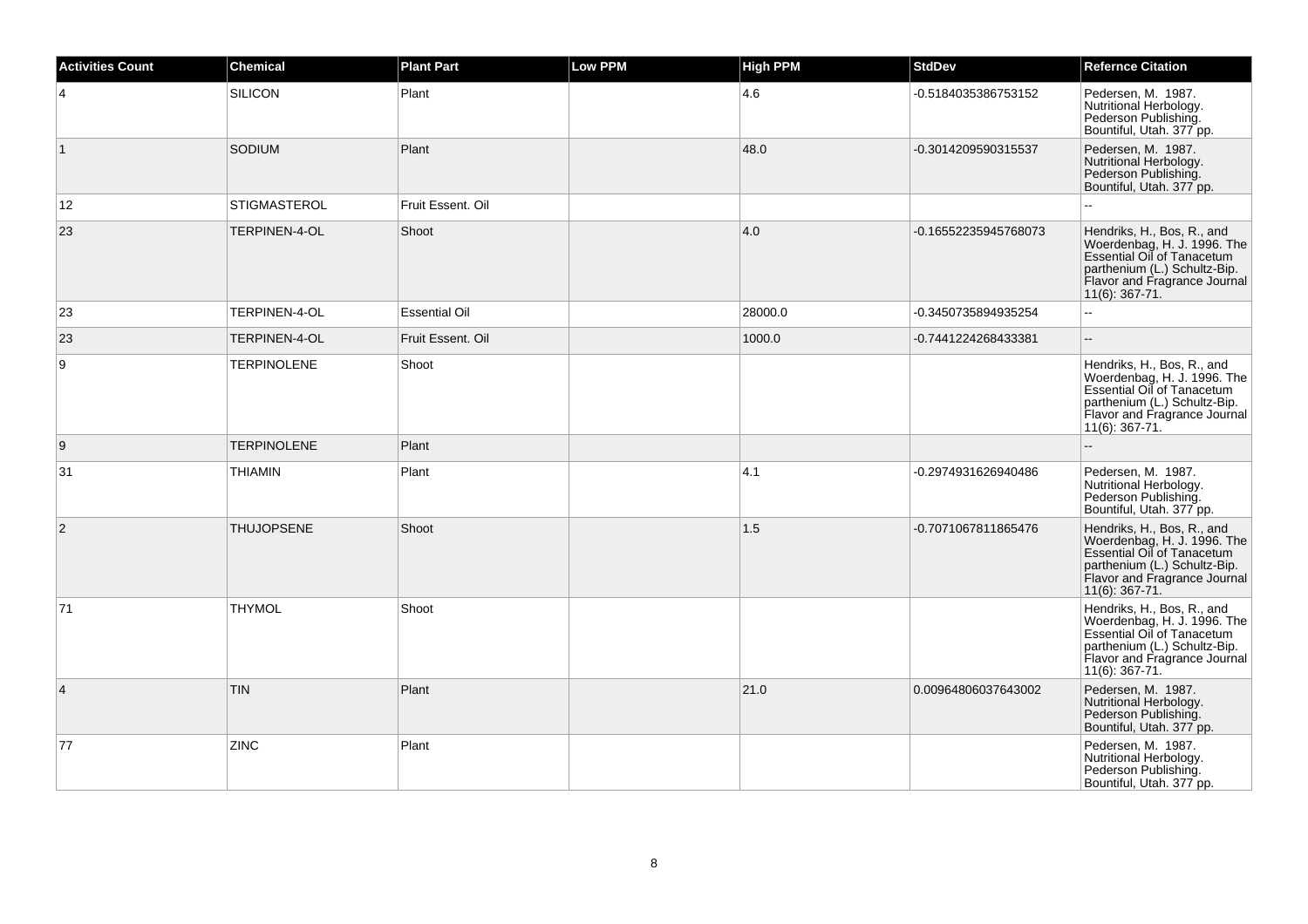| Activities Count | Chemical | Plant Part | Low PPM | High PPM | StdDev | Refernce Citation |
| --- | --- | --- | --- | --- | --- | --- |
| 4 | SILICON | Plant | | 4.6 | -0.5184035386753152 | Pedersen, M. 1987. Nutritional Herbology. Pederson Publishing. Bountiful, Utah. 377 pp. |
| 1 | SODIUM | Plant | | 48.0 | -0.3014209590315537 | Pedersen, M. 1987. Nutritional Herbology. Pederson Publishing. Bountiful, Utah. 377 pp. |
| 12 | STIGMASTEROL | Fruit Essent. Oil | | | | -- |
| 23 | TERPINEN-4-OL | Shoot | | 4.0 | -0.16552235945768073 | Hendriks, H., Bos, R., and Woerdenbag, H. J. 1996. The Essential Oil of Tanacetum parthenium (L.) Schultz-Bip. Flavor and Fragrance Journal 11(6): 367-71. |
| 23 | TERPINEN-4-OL | Essential Oil | | 28000.0 | -0.3450735894935254 | -- |
| 23 | TERPINEN-4-OL | Fruit Essent. Oil | | 1000.0 | -0.7441224268433381 | -- |
| 9 | TERPINOLENE | Shoot | | | | Hendriks, H., Bos, R., and Woerdenbag, H. J. 1996. The Essential Oil of Tanacetum parthenium (L.) Schultz-Bip. Flavor and Fragrance Journal 11(6): 367-71. |
| 9 | TERPINOLENE | Plant | | | | -- |
| 31 | THIAMIN | Plant | | 4.1 | -0.2974931626940486 | Pedersen, M. 1987. Nutritional Herbology. Pederson Publishing. Bountiful, Utah. 377 pp. |
| 2 | THUJOPSENE | Shoot | | 1.5 | -0.7071067811865476 | Hendriks, H., Bos, R., and Woerdenbag, H. J. 1996. The Essential Oil of Tanacetum parthenium (L.) Schultz-Bip. Flavor and Fragrance Journal 11(6): 367-71. |
| 71 | THYMOL | Shoot | | | | Hendriks, H., Bos, R., and Woerdenbag, H. J. 1996. The Essential Oil of Tanacetum parthenium (L.) Schultz-Bip. Flavor and Fragrance Journal 11(6): 367-71. |
| 4 | TIN | Plant | | 21.0 | 0.00964806037643002 | Pedersen, M. 1987. Nutritional Herbology. Pederson Publishing. Bountiful, Utah. 377 pp. |
| 77 | ZINC | Plant | | | | Pedersen, M. 1987. Nutritional Herbology. Pederson Publishing. Bountiful, Utah. 377 pp. |